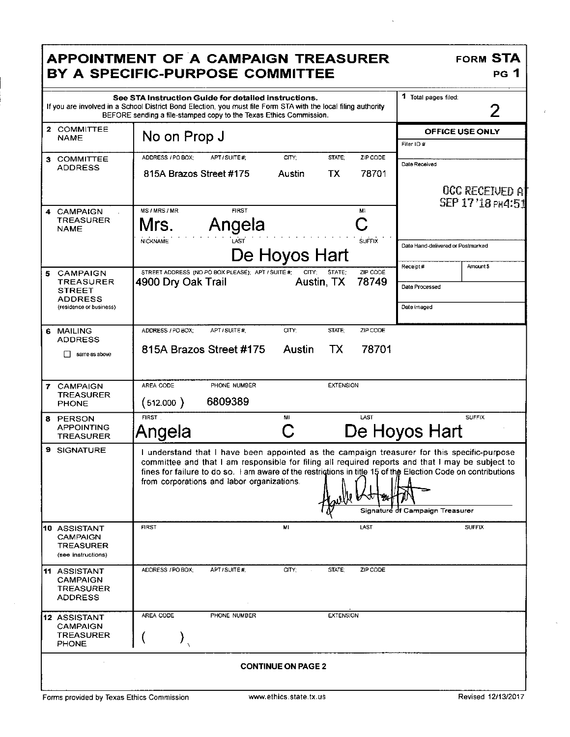# APPOINTMENT OF A CAMPAIGN TREASURER BY A SPECIFIC-PURPOSE COMMITTEE

**FORM STA**
**PG 1**

**See STA Instruction Guide for detailed instructions.**
If you are involved in a School District Bond Election, you must file Form STA with the local filing authority BEFORE sending a file-stamped copy to the Texas Ethics Commission.

| | | |
|---|---|---|
| **1** Total pages filed: | 2 | |
| **2 COMMITTEE NAME** | No on Prop J | **OFFICE USE ONLY** Filer ID # |
| **3 COMMITTEE ADDRESS** | ADDRESS / PO BOX; APT / SUITE #; CITY; STATE; ZIP CODE<br>815A Brazos Street #175 Austin TX 78701 | Date Received<br>OCC RECEIVED AT SEP 17 '18 PM4:51 |
| **4 CAMPAIGN TREASURER NAME** | MS / MRS / MR: Mrs. FIRST: Angela MI: C<br>NICKNAME: LAST: De Hoyos Hart SUFFIX: | Date Hand-delivered or Postmarked |
| **5 CAMPAIGN TREASURER STREET ADDRESS** (residence or business) | STREET ADDRESS (NO PO BOX PLEASE); APT / SUITE #; CITY; STATE; ZIP CODE<br>4900 Dry Oak Trail Austin, TX 78749 | Receipt # / Amount $<br>Date Processed<br>Date Imaged |
| **6 MAILING ADDRESS** ☐ same as above | ADDRESS / PO BOX; APT / SUITE #; CITY; STATE; ZIP CODE<br>815A Brazos Street #175 Austin TX 78701 | |
| **7 CAMPAIGN TREASURER PHONE** | AREA CODE: (512.000) PHONE NUMBER: 6809389 EXTENSION: | |
| **8 PERSON APPOINTING TREASURER** | FIRST: Angela MI: C LAST: De Hoyos Hart SUFFIX: | |
| **9 SIGNATURE** | I understand that I have been appointed as the campaign treasurer for this specific-purpose committee and that I am responsible for filing all required reports and that I may be subject to fines for failure to do so. I am aware of the restrictions in title 15 of the Election Code on contributions from corporations and labor organizations.<br>[signature]<br>Signature of Campaign Treasurer | |
| **10 ASSISTANT CAMPAIGN TREASURER** (see instructions) | FIRST MI LAST SUFFIX | |
| **11 ASSISTANT CAMPAIGN TREASURER ADDRESS** | ADDRESS / PO BOX; APT / SUITE #; CITY; STATE; ZIP CODE | |
| **12 ASSISTANT CAMPAIGN TREASURER PHONE** | AREA CODE ( ) PHONE NUMBER EXTENSION | |

**CONTINUE ON PAGE 2**

Forms provided by Texas Ethics Commission www.ethics.state.tx.us Revised 12/13/2017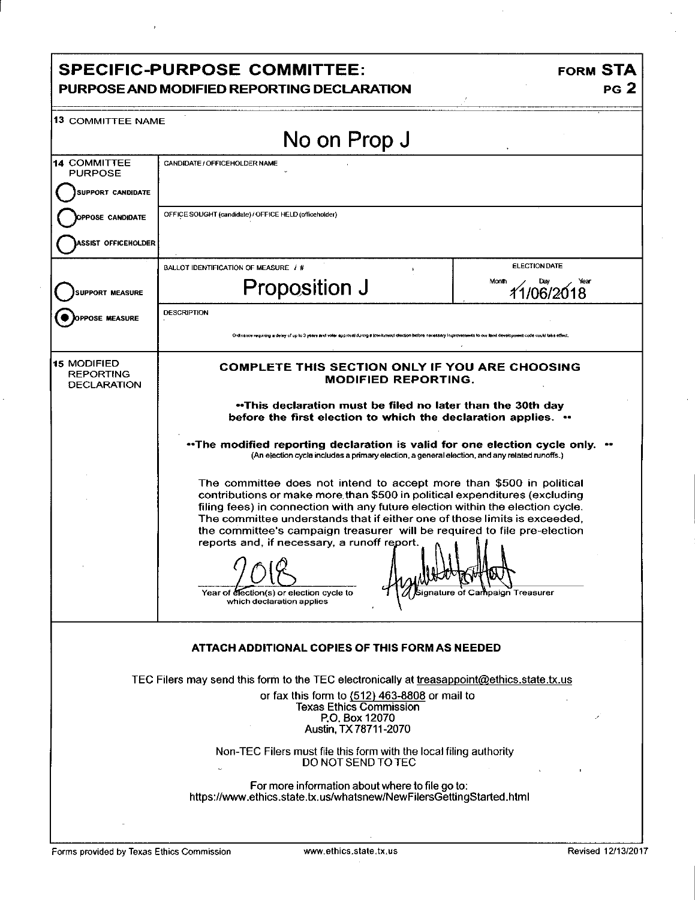# SPECIFIC-PURPOSE COMMITTEE:

## PURPOSE AND MODIFIED REPORTING DECLARATION

**FORM STA**
**PG 2**

**13 COMMITTEE NAME**

No on Prop J

**14 COMMITTEE PURPOSE**

- ○ SUPPORT CANDIDATE
- ○ OPPOSE CANDIDATE
- ○ ASSIST OFFICEHOLDER

CANDIDATE / OFFICEHOLDER NAME

OFFICE SOUGHT (candidate) / OFFICE HELD (officeholder)

- ○ SUPPORT MEASURE
- ● OPPOSE MEASURE

BALLOT IDENTIFICATION OF MEASURE / #

Proposition J

ELECTION DATE

Month Day Year
11/06/2018

DESCRIPTION

Ordinance requiring a delay of up to 3 years and voter approval during a low-turnout election before necessary improvements to our land development code could take effect.

**15 MODIFIED REPORTING DECLARATION**

**COMPLETE THIS SECTION ONLY IF YOU ARE CHOOSING MODIFIED REPORTING.**

**••This declaration must be filed no later than the 30th day before the first election to which the declaration applies. ••**

**••The modified reporting declaration is valid for one election cycle only. ••**
(An election cycle includes a primary election, a general election, and any related runoffs.)

The committee does not intend to accept more than $500 in political contributions or make more than $500 in political expenditures (excluding filing fees) in connection with any future election within the election cycle. The committee understands that if either one of those limits is exceeded, the committee's campaign treasurer will be required to file pre-election reports and, if necessary, a runoff report.

2018
Year of election(s) or election cycle to which declaration applies

[Signature]
Signature of Campaign Treasurer

**ATTACH ADDITIONAL COPIES OF THIS FORM AS NEEDED**

TEC Filers may send this form to the TEC electronically at treasappoint@ethics.state.tx.us
or fax this form to (512) 463-8808 or mail to
Texas Ethics Commission
P.O. Box 12070
Austin, TX 78711-2070

Non-TEC Filers must file this form with the local filing authority
DO NOT SEND TO TEC

For more information about where to file go to:
https://www.ethics.state.tx.us/whatsnew/NewFilersGettingStarted.html

Forms provided by Texas Ethics Commission www.ethics.state.tx.us Revised 12/13/2017